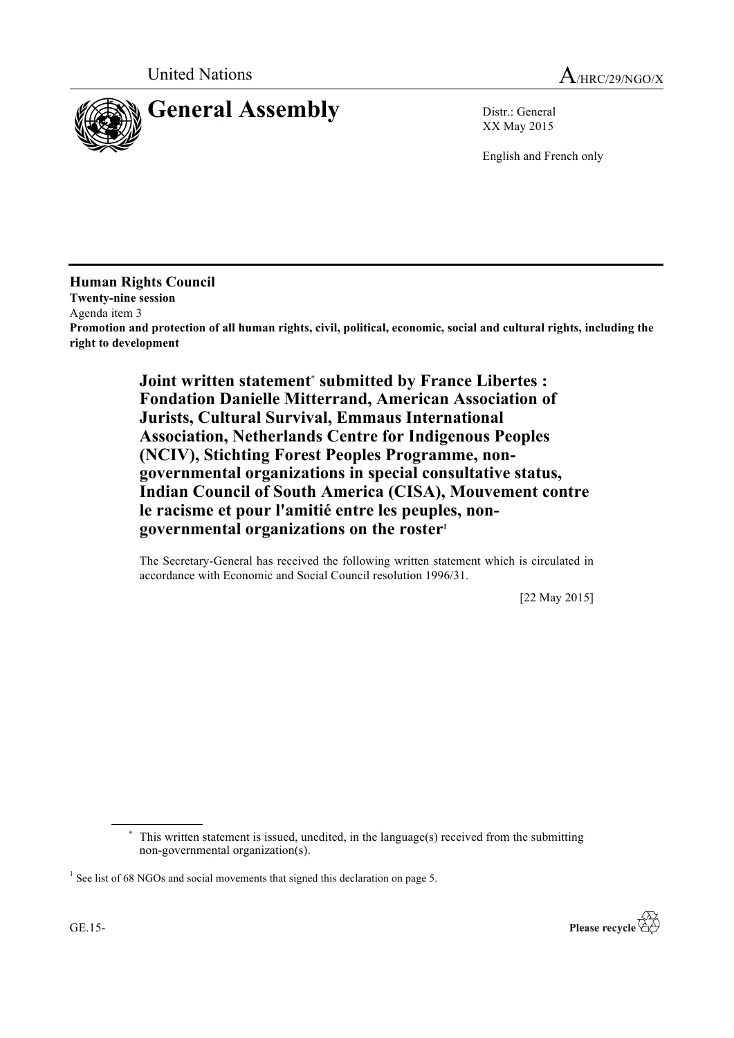United Nations

A/HRC/29/NGO/X

# General Assembly

Distr.: General
XX May 2015

English and French only

**Human Rights Council**
**Twenty-nine session**
Agenda item 3
**Promotion and protection of all human rights, civil, political, economic, social and cultural rights, including the right to development**

## Joint written statement* submitted by France Libertes : Fondation Danielle Mitterrand, American Association of Jurists, Cultural Survival, Emmaus International Association, Netherlands Centre for Indigenous Peoples (NCIV), Stichting Forest Peoples Programme, non-governmental organizations in special consultative status, Indian Council of South America (CISA), Mouvement contre le racisme et pour l'amitié entre les peuples, non-governmental organizations on the roster[1]

The Secretary-General has received the following written statement which is circulated in accordance with Economic and Social Council resolution 1996/31.

[22 May 2015]

---

* This written statement is issued, unedited, in the language(s) received from the submitting non-governmental organization(s).

[1] See list of 68 NGOs and social movements that signed this declaration on page 5.

GE.15-

Please recycle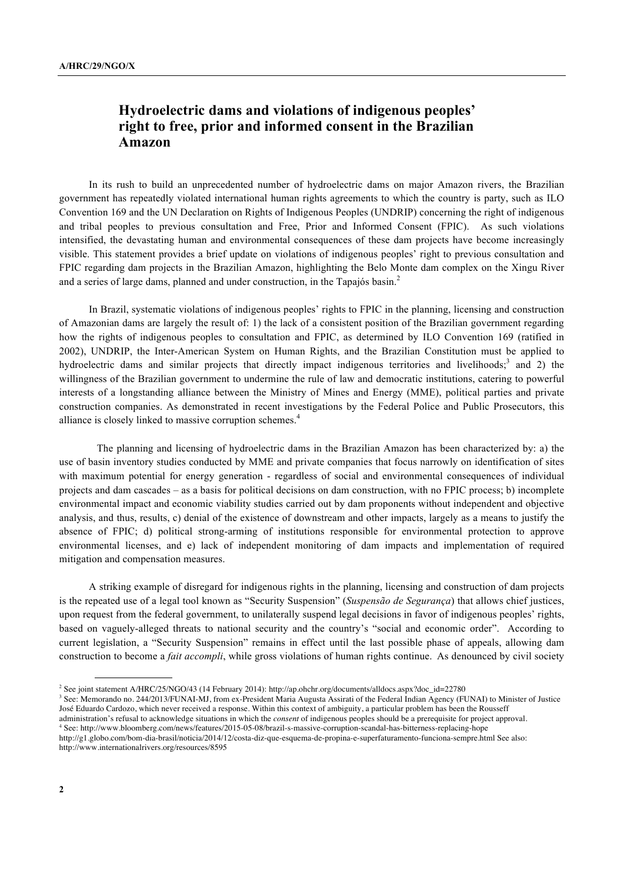## Hydroelectric dams and violations of indigenous peoples' right to free, prior and informed consent in the Brazilian Amazon

In its rush to build an unprecedented number of hydroelectric dams on major Amazon rivers, the Brazilian government has repeatedly violated international human rights agreements to which the country is party, such as ILO Convention 169 and the UN Declaration on Rights of Indigenous Peoples (UNDRIP) concerning the right of indigenous and tribal peoples to previous consultation and Free, Prior and Informed Consent (FPIC). As such violations intensified, the devastating human and environmental consequences of these dam projects have become increasingly visible. This statement provides a brief update on violations of indigenous peoples' right to previous consultation and FPIC regarding dam projects in the Brazilian Amazon, highlighting the Belo Monte dam complex on the Xingu River and a series of large dams, planned and under construction, in the Tapajós basin.[2]

In Brazil, systematic violations of indigenous peoples' rights to FPIC in the planning, licensing and construction of Amazonian dams are largely the result of: 1) the lack of a consistent position of the Brazilian government regarding how the rights of indigenous peoples to consultation and FPIC, as determined by ILO Convention 169 (ratified in 2002), UNDRIP, the Inter-American System on Human Rights, and the Brazilian Constitution must be applied to hydroelectric dams and similar projects that directly impact indigenous territories and livelihoods;[3] and 2) the willingness of the Brazilian government to undermine the rule of law and democratic institutions, catering to powerful interests of a longstanding alliance between the Ministry of Mines and Energy (MME), political parties and private construction companies. As demonstrated in recent investigations by the Federal Police and Public Prosecutors, this alliance is closely linked to massive corruption schemes.[4]

The planning and licensing of hydroelectric dams in the Brazilian Amazon has been characterized by: a) the use of basin inventory studies conducted by MME and private companies that focus narrowly on identification of sites with maximum potential for energy generation - regardless of social and environmental consequences of individual projects and dam cascades – as a basis for political decisions on dam construction, with no FPIC process; b) incomplete environmental impact and economic viability studies carried out by dam proponents without independent and objective analysis, and thus, results, c) denial of the existence of downstream and other impacts, largely as a means to justify the absence of FPIC; d) political strong-arming of institutions responsible for environmental protection to approve environmental licenses, and e) lack of independent monitoring of dam impacts and implementation of required mitigation and compensation measures.

A striking example of disregard for indigenous rights in the planning, licensing and construction of dam projects is the repeated use of a legal tool known as "Security Suspension" (*Suspensão de Segurança*) that allows chief justices, upon request from the federal government, to unilaterally suspend legal decisions in favor of indigenous peoples' rights, based on vaguely-alleged threats to national security and the country's "social and economic order". According to current legislation, a "Security Suspension" remains in effect until the last possible phase of appeals, allowing dam construction to become a *fait accompli*, while gross violations of human rights continue. As denounced by civil society

---

[2] See joint statement A/HRC/25/NGO/43 (14 February 2014): http://ap.ohchr.org/documents/alldocs.aspx?doc_id=22780

[3] See: Memorando no. 244/2013/FUNAI-MJ, from ex-President Maria Augusta Assirati of the Federal Indian Agency (FUNAI) to Minister of Justice José Eduardo Cardozo, which never received a response. Within this context of ambiguity, a particular problem has been the Rousseff administration's refusal to acknowledge situations in which the *consent* of indigenous peoples should be a prerequisite for project approval.

[4] See: http://www.bloomberg.com/news/features/2015-05-08/brazil-s-massive-corruption-scandal-has-bitterness-replacing-hope http://g1.globo.com/bom-dia-brasil/noticia/2014/12/costa-diz-que-esquema-de-propina-e-superfaturamento-funciona-sempre.html See also: http://www.internationalrivers.org/resources/8595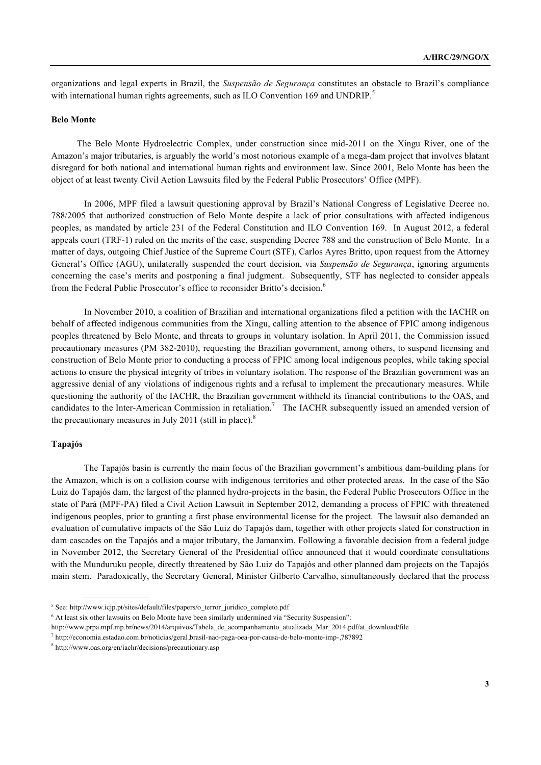organizations and legal experts in Brazil, the *Suspensão de Segurança* constitutes an obstacle to Brazil's compliance with international human rights agreements, such as ILO Convention 169 and UNDRIP.[5]

**Belo Monte**

The Belo Monte Hydroelectric Complex, under construction since mid-2011 on the Xingu River, one of the Amazon's major tributaries, is arguably the world's most notorious example of a mega-dam project that involves blatant disregard for both national and international human rights and environment law. Since 2001, Belo Monte has been the object of at least twenty Civil Action Lawsuits filed by the Federal Public Prosecutors' Office (MPF).

In 2006, MPF filed a lawsuit questioning approval by Brazil's National Congress of Legislative Decree no. 788/2005 that authorized construction of Belo Monte despite a lack of prior consultations with affected indigenous peoples, as mandated by article 231 of the Federal Constitution and ILO Convention 169. In August 2012, a federal appeals court (TRF-1) ruled on the merits of the case, suspending Decree 788 and the construction of Belo Monte. In a matter of days, outgoing Chief Justice of the Supreme Court (STF), Carlos Ayres Britto, upon request from the Attorney General's Office (AGU), unilaterally suspended the court decision, via *Suspensão de Segurança*, ignoring arguments concerning the case's merits and postponing a final judgment. Subsequently, STF has neglected to consider appeals from the Federal Public Prosecutor's office to reconsider Britto's decision.[6]

In November 2010, a coalition of Brazilian and international organizations filed a petition with the IACHR on behalf of affected indigenous communities from the Xingu, calling attention to the absence of FPIC among indigenous peoples threatened by Belo Monte, and threats to groups in voluntary isolation. In April 2011, the Commission issued precautionary measures (PM 382-2010), requesting the Brazilian government, among others, to suspend licensing and construction of Belo Monte prior to conducting a process of FPIC among local indigenous peoples, while taking special actions to ensure the physical integrity of tribes in voluntary isolation. The response of the Brazilian government was an aggressive denial of any violations of indigenous rights and a refusal to implement the precautionary measures. While questioning the authority of the IACHR, the Brazilian government withheld its financial contributions to the OAS, and candidates to the Inter-American Commission in retaliation.[7] The IACHR subsequently issued an amended version of the precautionary measures in July 2011 (still in place).[8]

**Tapajós**

The Tapajós basin is currently the main focus of the Brazilian government's ambitious dam-building plans for the Amazon, which is on a collision course with indigenous territories and other protected areas. In the case of the São Luiz do Tapajós dam, the largest of the planned hydro-projects in the basin, the Federal Public Prosecutors Office in the state of Pará (MPF-PA) filed a Civil Action Lawsuit in September 2012, demanding a process of FPIC with threatened indigenous peoples, prior to granting a first phase environmental license for the project. The lawsuit also demanded an evaluation of cumulative impacts of the São Luiz do Tapajós dam, together with other projects slated for construction in dam cascades on the Tapajós and a major tributary, the Jamanxim. Following a favorable decision from a federal judge in November 2012, the Secretary General of the Presidential office announced that it would coordinate consultations with the Munduruku people, directly threatened by São Luiz do Tapajós and other planned dam projects on the Tapajós main stem. Paradoxically, the Secretary General, Minister Gilberto Carvalho, simultaneously declared that the process

---

[5] See: http://www.icjp.pt/sites/default/files/papers/o_terror_juridico_completo.pdf

[6] At least six other lawsuits on Belo Monte have been similarly undermined via "Security Suspension": http://www.prpa.mpf.mp.br/news/2014/arquivos/Tabela_de_acompanhamento_atualizada_Mar_2014.pdf/at_download/file

[7] http://economia.estadao.com.br/noticias/geral,brasil-nao-paga-oea-por-causa-de-belo-monte-imp-,787892

[8] http://www.oas.org/en/iachr/decisions/precautionary.asp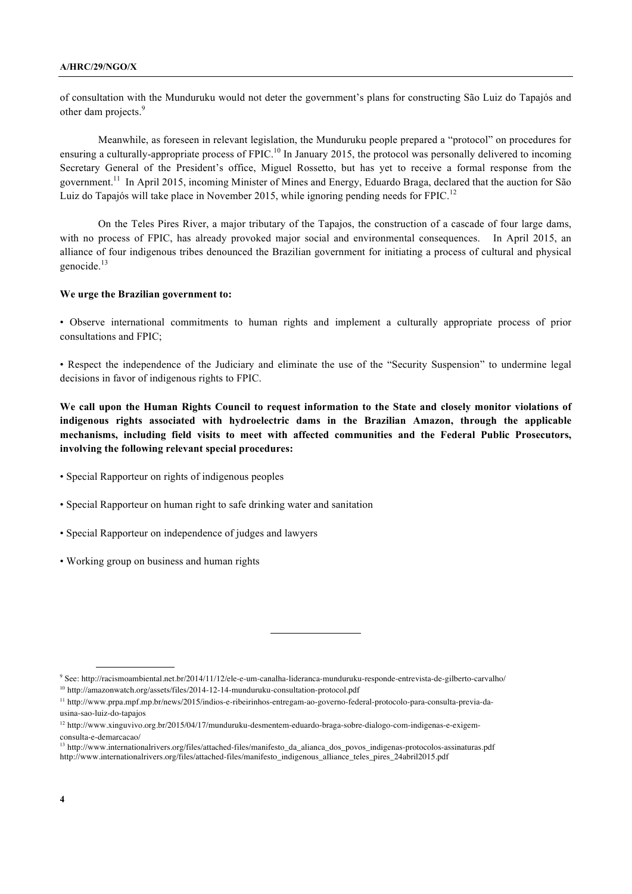of consultation with the Munduruku would not deter the government's plans for constructing São Luiz do Tapajós and other dam projects.[9]

Meanwhile, as foreseen in relevant legislation, the Munduruku people prepared a "protocol" on procedures for ensuring a culturally-appropriate process of FPIC.[10] In January 2015, the protocol was personally delivered to incoming Secretary General of the President's office, Miguel Rossetto, but has yet to receive a formal response from the government.[11] In April 2015, incoming Minister of Mines and Energy, Eduardo Braga, declared that the auction for São Luiz do Tapajós will take place in November 2015, while ignoring pending needs for FPIC.[12]

On the Teles Pires River, a major tributary of the Tapajos, the construction of a cascade of four large dams, with no process of FPIC, has already provoked major social and environmental consequences. In April 2015, an alliance of four indigenous tribes denounced the Brazilian government for initiating a process of cultural and physical genocide.[13]

**We urge the Brazilian government to:**

• Observe international commitments to human rights and implement a culturally appropriate process of prior consultations and FPIC;

• Respect the independence of the Judiciary and eliminate the use of the "Security Suspension" to undermine legal decisions in favor of indigenous rights to FPIC.

**We call upon the Human Rights Council to request information to the State and closely monitor violations of indigenous rights associated with hydroelectric dams in the Brazilian Amazon, through the applicable mechanisms, including field visits to meet with affected communities and the Federal Public Prosecutors, involving the following relevant special procedures:**

• Special Rapporteur on rights of indigenous peoples

• Special Rapporteur on human right to safe drinking water and sanitation

• Special Rapporteur on independence of judges and lawyers

• Working group on business and human rights

---

[9] See: http://racismoambiental.net.br/2014/11/12/ele-e-um-canalha-lideranca-munduruku-responde-entrevista-de-gilberto-carvalho/

[10] http://amazonwatch.org/assets/files/2014-12-14-munduruku-consultation-protocol.pdf

[11] http://www.prpa.mpf.mp.br/news/2015/indios-e-ribeirinhos-entregam-ao-governo-federal-protocolo-para-consulta-previa-da-usina-sao-luiz-do-tapajos

[12] http://www.xinguvivo.org.br/2015/04/17/munduruku-desmentem-eduardo-braga-sobre-dialogo-com-indigenas-e-exigem-consulta-e-demarcacao/

[13] http://www.internationalrivers.org/files/attached-files/manifesto_da_alianca_dos_povos_indigenas-protocolos-assinaturas.pdf http://www.internationalrivers.org/files/attached-files/manifesto_indigenous_alliance_teles_pires_24abril2015.pdf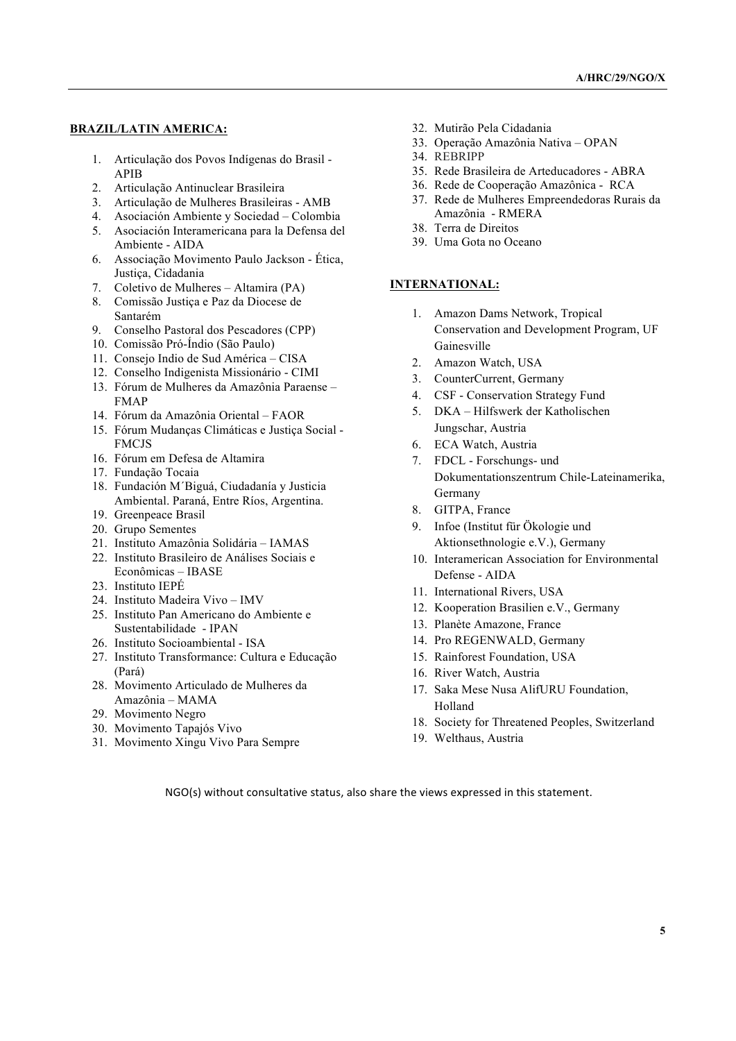**BRAZIL/LATIN AMERICA:**

1. Articulação dos Povos Indígenas do Brasil - APIB
2. Articulação Antinuclear Brasileira
3. Articulação de Mulheres Brasileiras - AMB
4. Asociación Ambiente y Sociedad – Colombia
5. Asociación Interamericana para la Defensa del Ambiente - AIDA
6. Associação Movimento Paulo Jackson - Ética, Justiça, Cidadania
7. Coletivo de Mulheres – Altamira (PA)
8. Comissão Justiça e Paz da Diocese de Santarém
9. Conselho Pastoral dos Pescadores (CPP)
10. Comissão Pró-Índio (São Paulo)
11. Consejo Indio de Sud América – CISA
12. Conselho Indigenista Missionário - CIMI
13. Fórum de Mulheres da Amazônia Paraense – FMAP
14. Fórum da Amazônia Oriental – FAOR
15. Fórum Mudanças Climáticas e Justiça Social - FMCJS
16. Fórum em Defesa de Altamira
17. Fundação Tocaia
18. Fundación M´Biguá, Ciudadanía y Justicia Ambiental. Paraná, Entre Ríos, Argentina.
19. Greenpeace Brasil
20. Grupo Sementes
21. Instituto Amazônia Solidária – IAMAS
22. Instituto Brasileiro de Análises Sociais e Econômicas – IBASE
23. Instituto IEPÉ
24. Instituto Madeira Vivo – IMV
25. Instituto Pan Americano do Ambiente e Sustentabilidade - IPAN
26. Instituto Socioambiental - ISA
27. Instituto Transformance: Cultura e Educação (Pará)
28. Movimento Articulado de Mulheres da Amazônia – MAMA
29. Movimento Negro
30. Movimento Tapajós Vivo
31. Movimento Xingu Vivo Para Sempre
32. Mutirão Pela Cidadania
33. Operação Amazônia Nativa – OPAN
34. REBRIPP
35. Rede Brasileira de Arteducadores - ABRA
36. Rede de Cooperação Amazônica - RCA
37. Rede de Mulheres Empreendedoras Rurais da Amazônia - RMERA
38. Terra de Direitos
39. Uma Gota no Oceano

**INTERNATIONAL:**

1. Amazon Dams Network, Tropical Conservation and Development Program, UF Gainesville
2. Amazon Watch, USA
3. CounterCurrent, Germany
4. CSF - Conservation Strategy Fund
5. DKA – Hilfswerk der Katholischen Jungschar, Austria
6. ECA Watch, Austria
7. FDCL - Forschungs- und Dokumentationszentrum Chile-Lateinamerika, Germany
8. GITPA, France
9. Infoe (Institut für Ökologie und Aktionsethnologie e.V.), Germany
10. Interamerican Association for Environmental Defense - AIDA
11. International Rivers, USA
12. Kooperation Brasilien e.V., Germany
13. Planète Amazone, France
14. Pro REGENWALD, Germany
15. Rainforest Foundation, USA
16. River Watch, Austria
17. Saka Mese Nusa AlifURU Foundation, Holland
18. Society for Threatened Peoples, Switzerland
19. Welthaus, Austria

NGO(s) without consultative status, also share the views expressed in this statement.